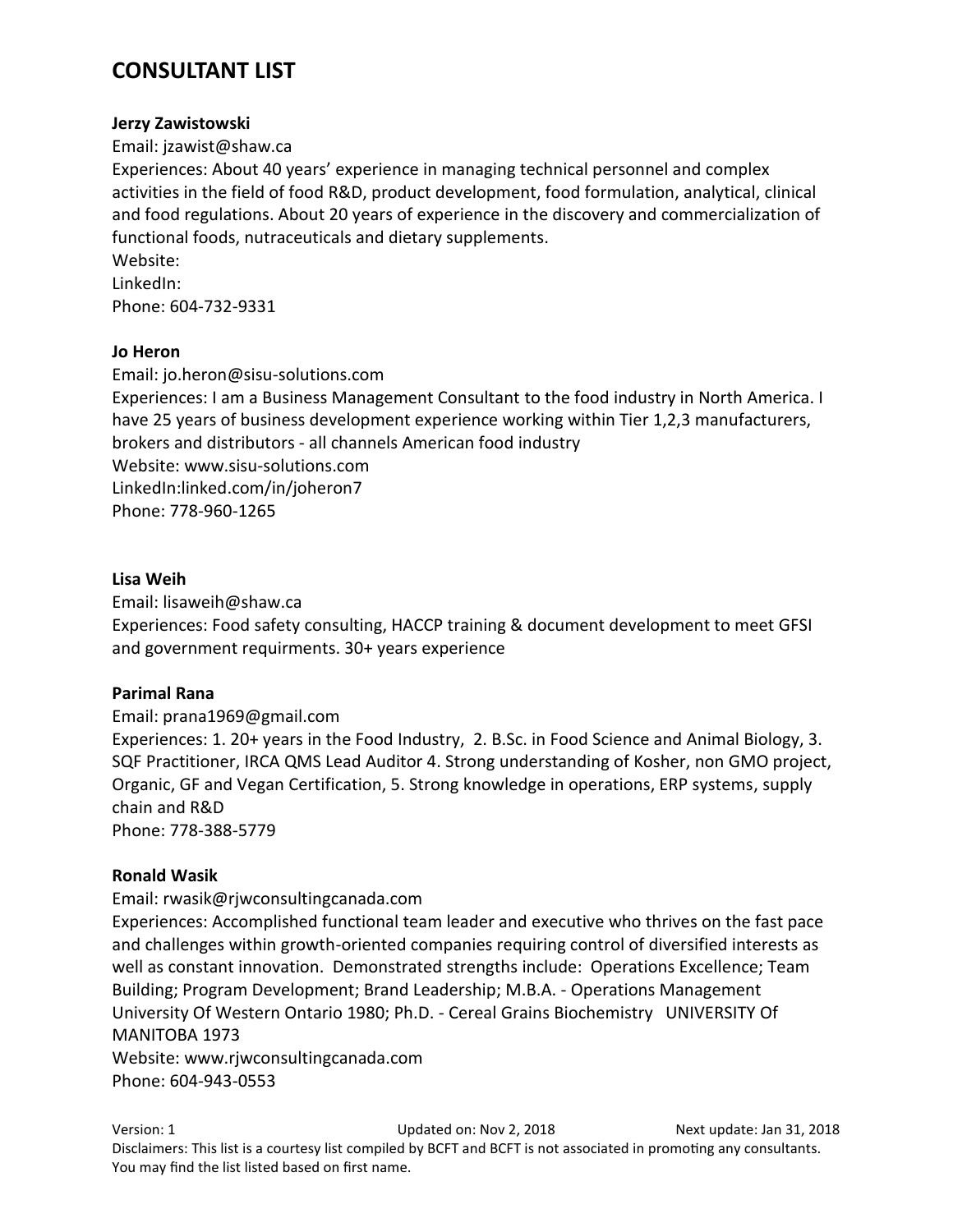# CONSULTANT LIST

**Jerzy Zawistowski**
Email: jzawist@shaw.ca
Experiences: About 40 years' experience in managing technical personnel and complex activities in the field of food R&D, product development, food formulation, analytical, clinical and food regulations. About 20 years of experience in the discovery and commercialization of functional foods, nutraceuticals and dietary supplements.
Website:
LinkedIn:
Phone: 604-732-9331

**Jo Heron**
Email: jo.heron@sisu-solutions.com
Experiences: I am a Business Management Consultant to the food industry in North America. I have 25 years of business development experience working within Tier 1,2,3 manufacturers, brokers and distributors - all channels American food industry
Website: www.sisu-solutions.com
LinkedIn:linked.com/in/joheron7
Phone: 778-960-1265

**Lisa Weih**
Email: lisaweih@shaw.ca
Experiences: Food safety consulting, HACCP training & document development to meet GFSI and government requirments. 30+ years experience

**Parimal Rana**
Email: prana1969@gmail.com
Experiences: 1. 20+ years in the Food Industry, 2. B.Sc. in Food Science and Animal Biology, 3. SQF Practitioner, IRCA QMS Lead Auditor 4. Strong understanding of Kosher, non GMO project, Organic, GF and Vegan Certification, 5. Strong knowledge in operations, ERP systems, supply chain and R&D
Phone: 778-388-5779

**Ronald Wasik**
Email: rwasik@rjwconsultingcanada.com
Experiences: Accomplished functional team leader and executive who thrives on the fast pace and challenges within growth-oriented companies requiring control of diversified interests as well as constant innovation. Demonstrated strengths include: Operations Excellence; Team Building; Program Development; Brand Leadership; M.B.A. - Operations Management University Of Western Ontario 1980; Ph.D. - Cereal Grains Biochemistry UNIVERSITY Of MANITOBA 1973
Website: www.rjwconsultingcanada.com
Phone: 604-943-0553

Version: 1 Updated on: Nov 2, 2018 Next update: Jan 31, 2018
Disclaimers: This list is a courtesy list compiled by BCFT and BCFT is not associated in promoting any consultants. You may find the list listed based on first name.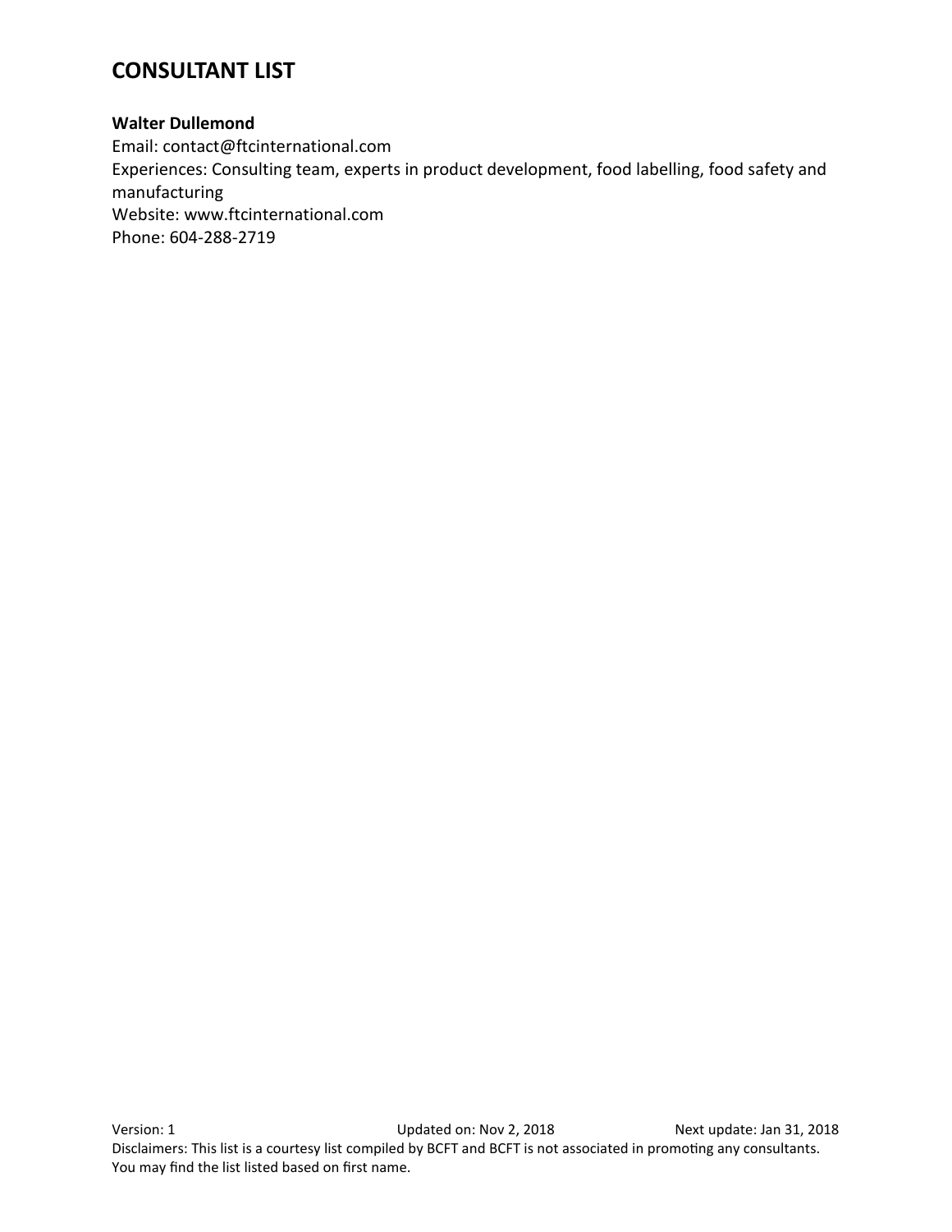# CONSULTANT LIST

**Walter Dullemond**
Email: contact@ftcinternational.com
Experiences: Consulting team, experts in product development, food labelling, food safety and manufacturing
Website: www.ftcinternational.com
Phone: 604-288-2719